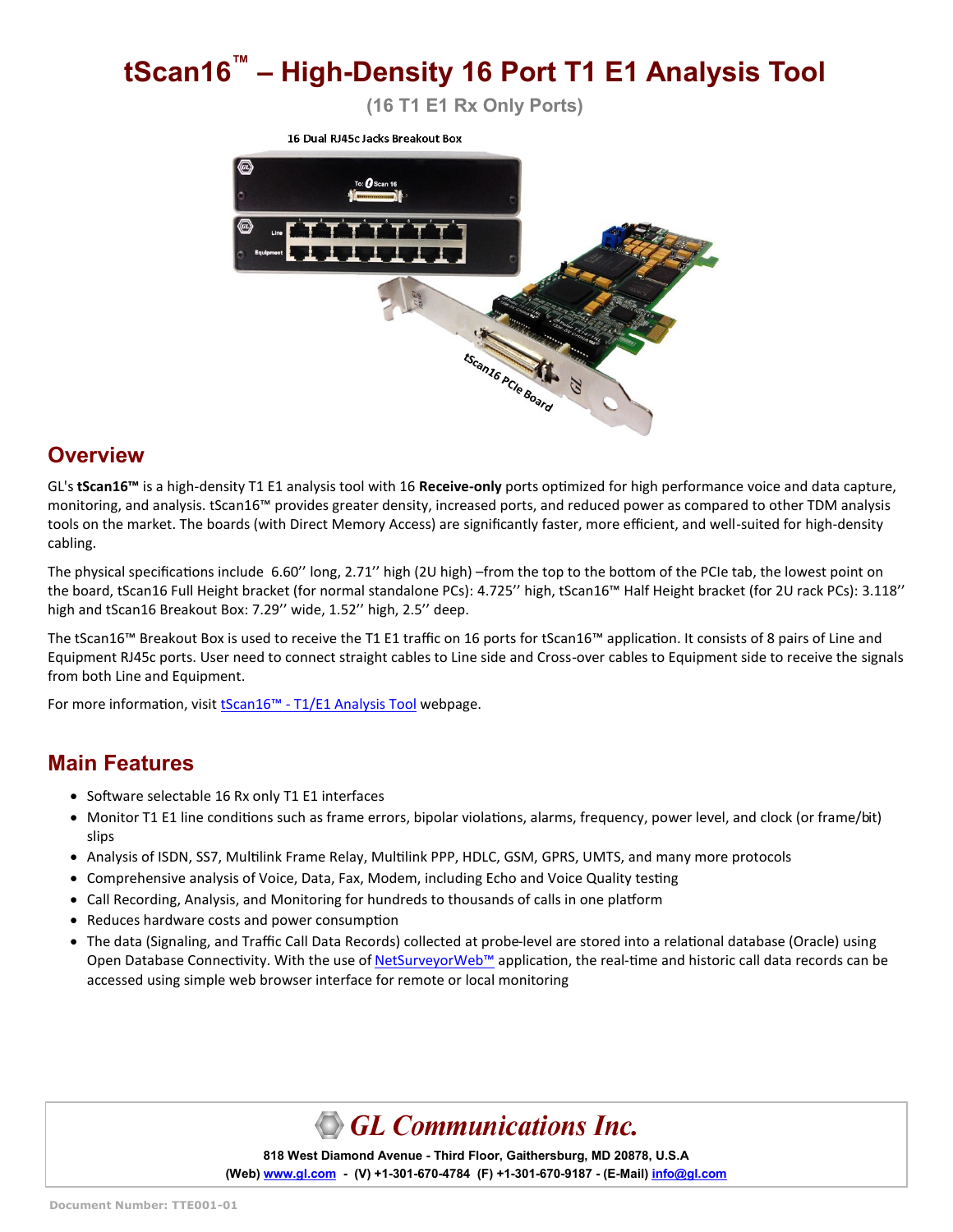# tScan16™ – High-Density 16 Port T1 E1 Analysis Tool

**(16 T1 E1 Rx Only Ports)**

16 Dual RJ45c Jacks Breakout Box

tScan16 PCIe Board

## Overview

GL's **tScan16™** is a high-density T1 E1 analysis tool with 16 **Receive-only** ports optimized for high performance voice and data capture, monitoring, and analysis. tScan16™ provides greater density, increased ports, and reduced power as compared to other TDM analysis tools on the market. The boards (with Direct Memory Access) are significantly faster, more efficient, and well-suited for high-density cabling.

The physical specifications include 6.60'' long, 2.71'' high (2U high) –from the top to the bottom of the PCIe tab, the lowest point on the board, tScan16 Full Height bracket (for normal standalone PCs): 4.725'' high, tScan16™ Half Height bracket (for 2U rack PCs): 3.118'' high and tScan16 Breakout Box: 7.29'' wide, 1.52'' high, 2.5'' deep.

The tScan16™ Breakout Box is used to receive the T1 E1 traffic on 16 ports for tScan16™ application. It consists of 8 pairs of Line and Equipment RJ45c ports. User need to connect straight cables to Line side and Cross-over cables to Equipment side to receive the signals from both Line and Equipment.

For more information, visit tScan16™ - T1/E1 Analysis Tool webpage.

## Main Features

- Software selectable 16 Rx only T1 E1 interfaces
- Monitor T1 E1 line conditions such as frame errors, bipolar violations, alarms, frequency, power level, and clock (or frame/bit) slips
- Analysis of ISDN, SS7, Multilink Frame Relay, Multilink PPP, HDLC, GSM, GPRS, UMTS, and many more protocols
- Comprehensive analysis of Voice, Data, Fax, Modem, including Echo and Voice Quality testing
- Call Recording, Analysis, and Monitoring for hundreds to thousands of calls in one platform
- Reduces hardware costs and power consumption
- The data (Signaling, and Traffic Call Data Records) collected at probe-level are stored into a relational database (Oracle) using Open Database Connectivity. With the use of NetSurveyorWeb™ application, the real-time and historic call data records can be accessed using simple web browser interface for remote or local monitoring

**GL Communications Inc.**

**818 West Diamond Avenue - Third Floor, Gaithersburg, MD 20878, U.S.A**

**(Web) www.gl.com - (V) +1-301-670-4784 (F) +1-301-670-9187 - (E-Mail) info@gl.com**

Document Number: TTE001-01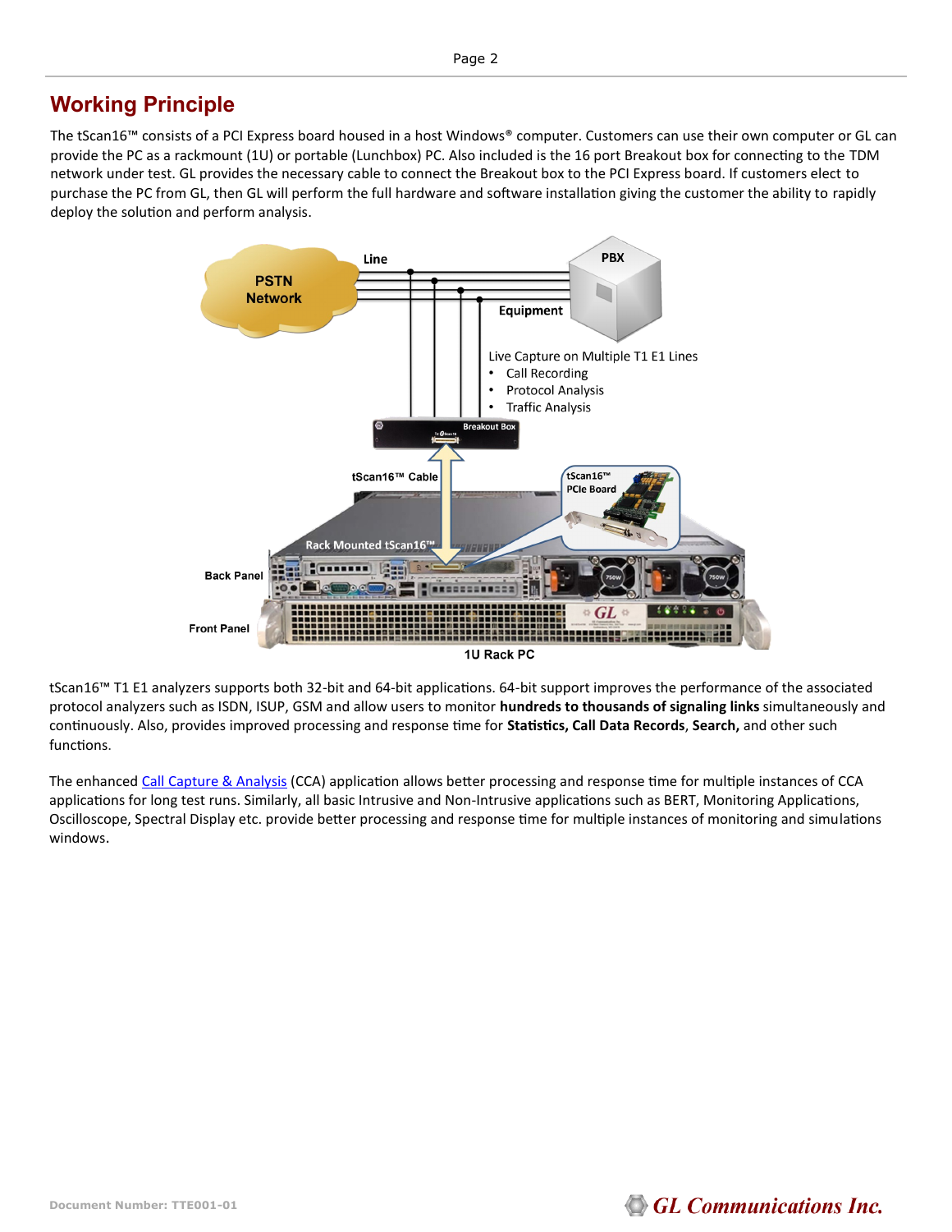## Working Principle

The tScan16™ consists of a PCI Express board housed in a host Windows® computer. Customers can use their own computer or GL can provide the PC as a rackmount (1U) or portable (Lunchbox) PC. Also included is the 16 port Breakout box for connecting to the TDM network under test. GL provides the necessary cable to connect the Breakout box to the PCI Express board. If customers elect to purchase the PC from GL, then GL will perform the full hardware and software installation giving the customer the ability to rapidly deploy the solution and perform analysis.

PSTN Network · Line · PBX · Equipment

Live Capture on Multiple T1 E1 Lines
- Call Recording
- Protocol Analysis
- Traffic Analysis

Breakout Box · tScan16™ Cable · tScan16™ PCIe Board · Rack Mounted tScan16™ · Back Panel · Front Panel

1U Rack PC

tScan16™ T1 E1 analyzers supports both 32-bit and 64-bit applications. 64-bit support improves the performance of the associated protocol analyzers such as ISDN, ISUP, GSM and allow users to monitor **hundreds to thousands of signaling links** simultaneously and continuously. Also, provides improved processing and response time for **Statistics, Call Data Records**, **Search,** and other such functions.

The enhanced Call Capture & Analysis (CCA) application allows better processing and response time for multiple instances of CCA applications for long test runs. Similarly, all basic Intrusive and Non-Intrusive applications such as BERT, Monitoring Applications, Oscilloscope, Spectral Display etc. provide better processing and response time for multiple instances of monitoring and simulations windows.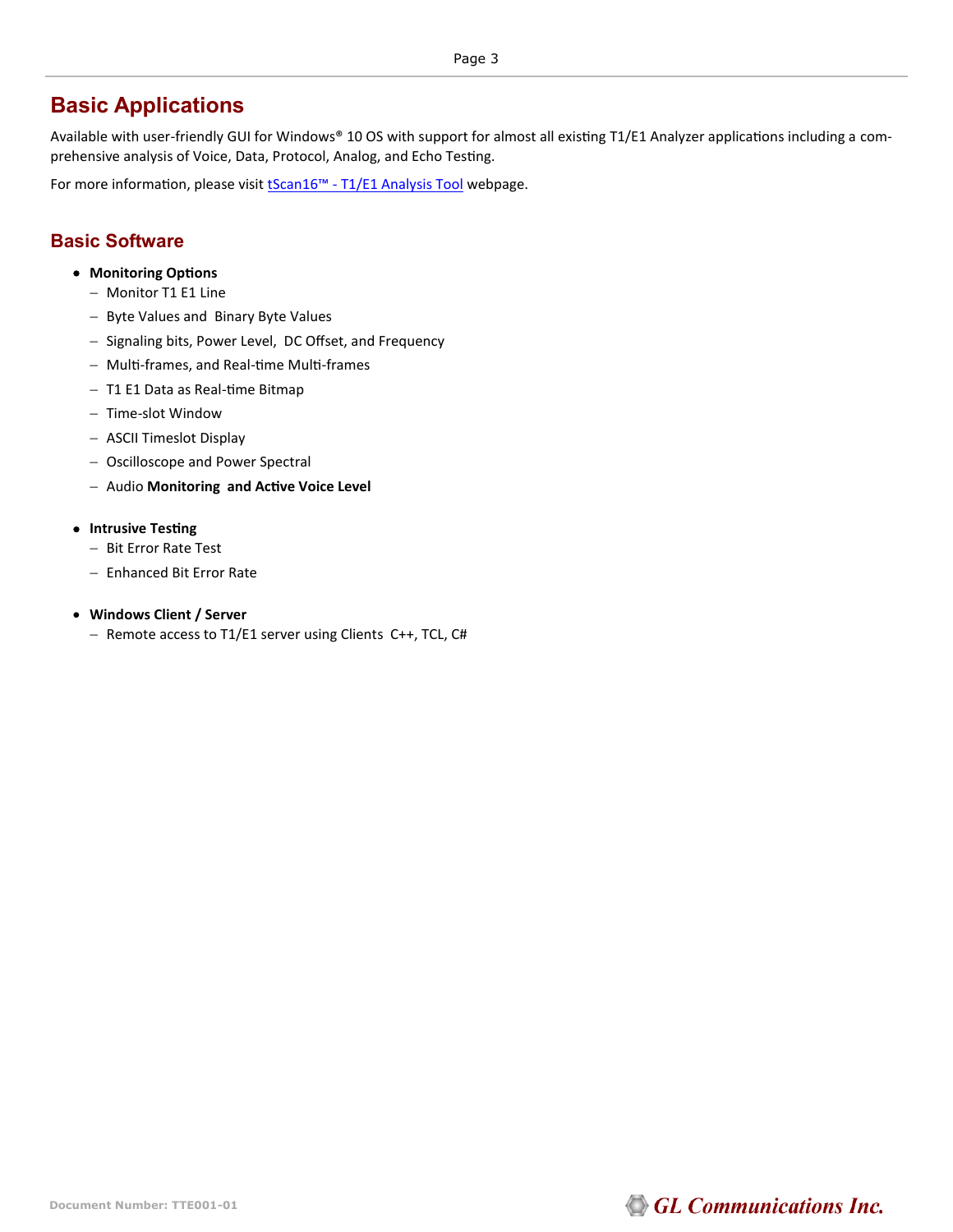## Basic Applications

Available with user-friendly GUI for Windows® 10 OS with support for almost all existing T1/E1 Analyzer applications including a comprehensive analysis of Voice, Data, Protocol, Analog, and Echo Testing.

For more information, please visit tScan16™ - T1/E1 Analysis Tool webpage.

## Basic Software

- **Monitoring Options**
  - Monitor T1 E1 Line
  - Byte Values and Binary Byte Values
  - Signaling bits, Power Level, DC Offset, and Frequency
  - Multi-frames, and Real-time Multi-frames
  - T1 E1 Data as Real-time Bitmap
  - Time-slot Window
  - ASCII Timeslot Display
  - Oscilloscope and Power Spectral
  - Audio **Monitoring and Active Voice Level**

- **Intrusive Testing**
  - Bit Error Rate Test
  - Enhanced Bit Error Rate

- **Windows Client / Server**
  - Remote access to T1/E1 server using Clients C++, TCL, C#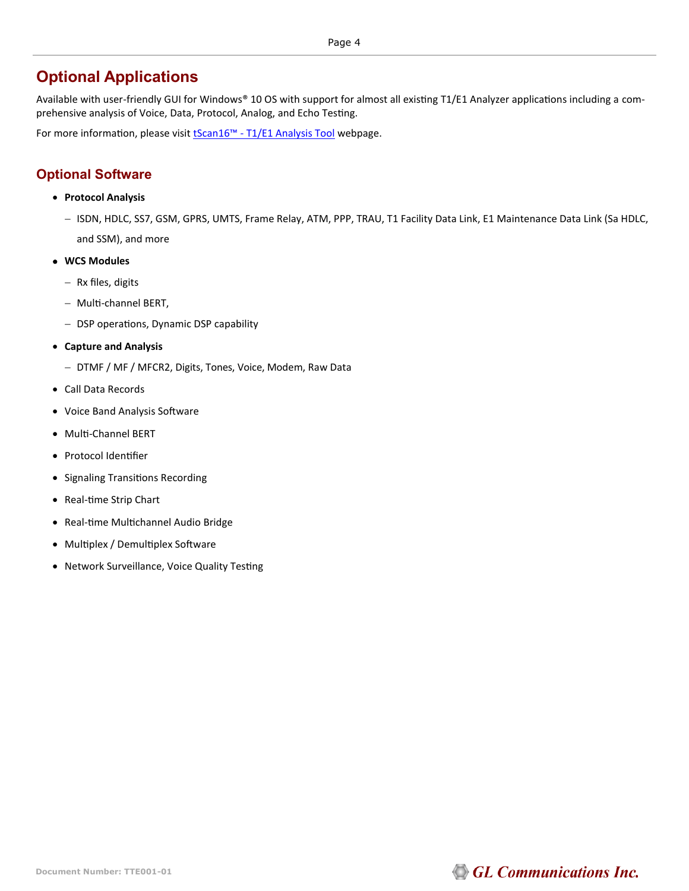## Optional Applications

Available with user-friendly GUI for Windows® 10 OS with support for almost all existing T1/E1 Analyzer applications including a comprehensive analysis of Voice, Data, Protocol, Analog, and Echo Testing.

For more information, please visit tScan16™ - T1/E1 Analysis Tool webpage.

## Optional Software

- **Protocol Analysis**
  - ISDN, HDLC, SS7, GSM, GPRS, UMTS, Frame Relay, ATM, PPP, TRAU, T1 Facility Data Link, E1 Maintenance Data Link (Sa HDLC, and SSM), and more
- **WCS Modules**
  - Rx files, digits
  - Multi-channel BERT,
  - DSP operations, Dynamic DSP capability
- **Capture and Analysis**
  - DTMF / MF / MFCR2, Digits, Tones, Voice, Modem, Raw Data
- Call Data Records
- Voice Band Analysis Software
- Multi-Channel BERT
- Protocol Identifier
- Signaling Transitions Recording
- Real-time Strip Chart
- Real-time Multichannel Audio Bridge
- Multiplex / Demultiplex Software
- Network Surveillance, Voice Quality Testing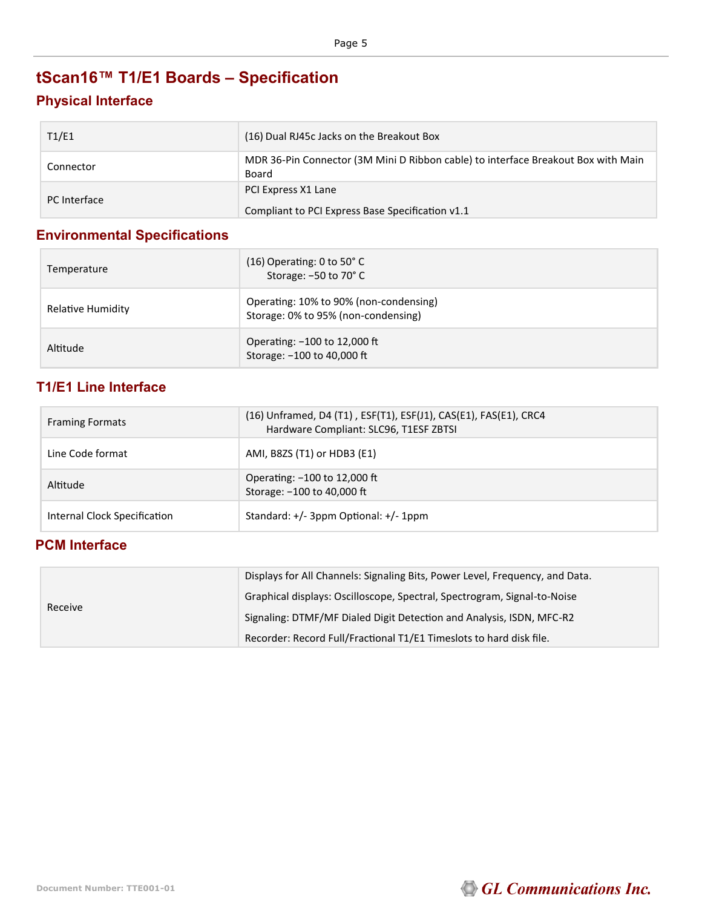# tScan16™ T1/E1 Boards – Specification

## Physical Interface

| | |
|---|---|
| T1/E1 | (16) Dual RJ45c Jacks on the Breakout Box |
| Connector | MDR 36-Pin Connector (3M Mini D Ribbon cable) to interface Breakout Box with Main Board |
| PC Interface | PCI Express X1 Lane<br>Compliant to PCI Express Base Specification v1.1 |

## Environmental Specifications

| | |
|---|---|
| Temperature | (16) Operating: 0 to 50° C<br>Storage: −50 to 70° C |
| Relative Humidity | Operating: 10% to 90% (non-condensing)<br>Storage: 0% to 95% (non-condensing) |
| Altitude | Operating: −100 to 12,000 ft<br>Storage: −100 to 40,000 ft |

## T1/E1 Line Interface

| | |
|---|---|
| Framing Formats | (16) Unframed, D4 (T1) , ESF(T1), ESF(J1), CAS(E1), FAS(E1), CRC4<br>Hardware Compliant: SLC96, T1ESF ZBTSI |
| Line Code format | AMI, B8ZS (T1) or HDB3 (E1) |
| Altitude | Operating: −100 to 12,000 ft<br>Storage: −100 to 40,000 ft |
| Internal Clock Specification | Standard: +/- 3ppm Optional: +/- 1ppm |

## PCM Interface

| | |
|---|---|
| Receive | Displays for All Channels: Signaling Bits, Power Level, Frequency, and Data.<br>Graphical displays: Oscilloscope, Spectral, Spectrogram, Signal-to-Noise<br>Signaling: DTMF/MF Dialed Digit Detection and Analysis, ISDN, MFC-R2<br>Recorder: Record Full/Fractional T1/E1 Timeslots to hard disk file. |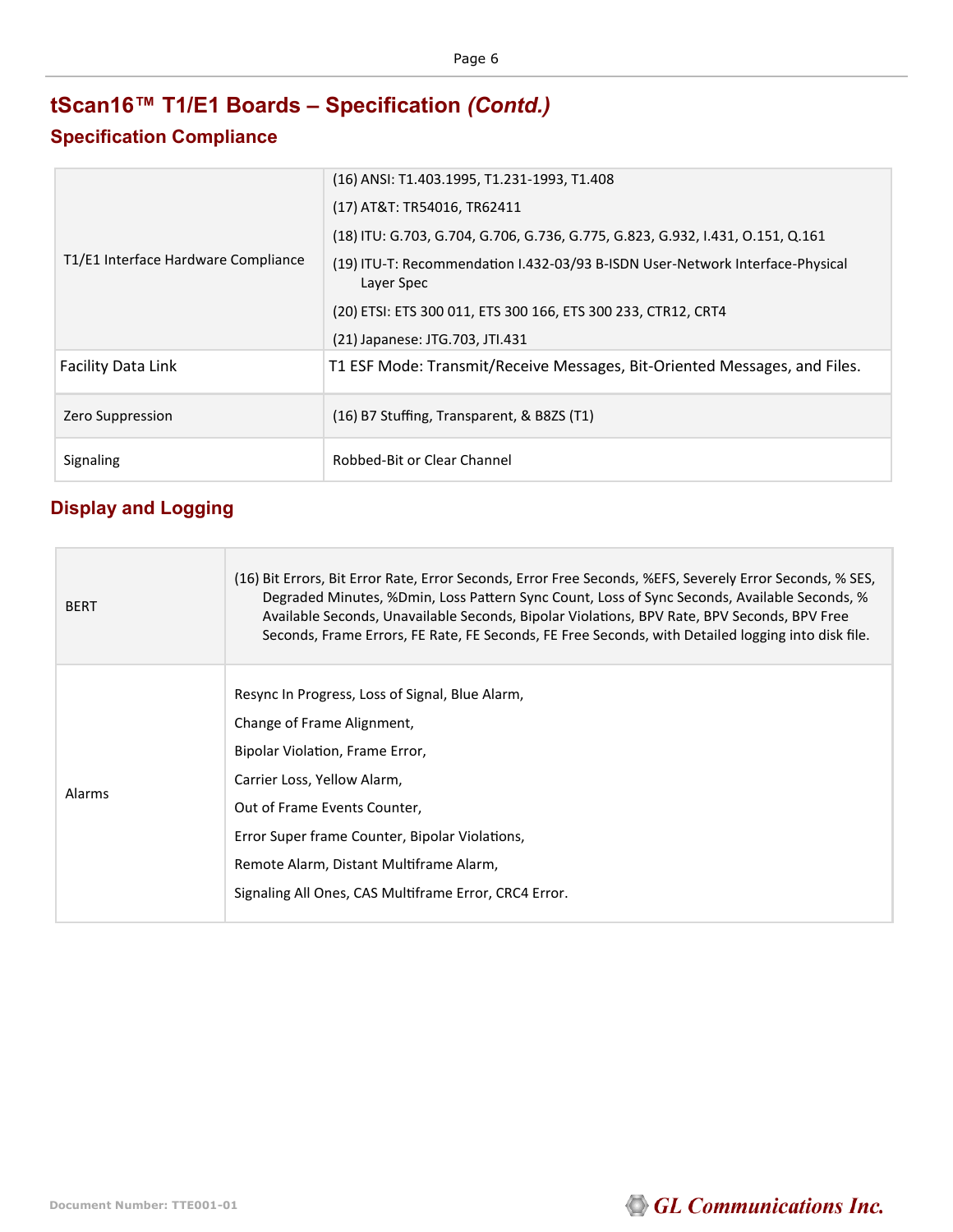# tScan16™ T1/E1 Boards – Specification *(Contd.)*

## Specification Compliance

| | |
|---|---|
| T1/E1 Interface Hardware Compliance | (16) ANSI: T1.403.1995, T1.231-1993, T1.408<br>(17) AT&T: TR54016, TR62411<br>(18) ITU: G.703, G.704, G.706, G.736, G.775, G.823, G.932, I.431, O.151, Q.161<br>(19) ITU-T: Recommendation I.432-03/93 B-ISDN User-Network Interface-Physical Layer Spec<br>(20) ETSI: ETS 300 011, ETS 300 166, ETS 300 233, CTR12, CRT4<br>(21) Japanese: JTG.703, JTI.431 |
| Facility Data Link | T1 ESF Mode: Transmit/Receive Messages, Bit-Oriented Messages, and Files. |
| Zero Suppression | (16) B7 Stuffing, Transparent, & B8ZS (T1) |
| Signaling | Robbed-Bit or Clear Channel |

## Display and Logging

| | |
|---|---|
| BERT | (16) Bit Errors, Bit Error Rate, Error Seconds, Error Free Seconds, %EFS, Severely Error Seconds, % SES, Degraded Minutes, %Dmin, Loss Pattern Sync Count, Loss of Sync Seconds, Available Seconds, % Available Seconds, Unavailable Seconds, Bipolar Violations, BPV Rate, BPV Seconds, BPV Free Seconds, Frame Errors, FE Rate, FE Seconds, FE Free Seconds, with Detailed logging into disk file. |
| Alarms | Resync In Progress, Loss of Signal, Blue Alarm,<br>Change of Frame Alignment,<br>Bipolar Violation, Frame Error,<br>Carrier Loss, Yellow Alarm,<br>Out of Frame Events Counter,<br>Error Super frame Counter, Bipolar Violations,<br>Remote Alarm, Distant Multiframe Alarm,<br>Signaling All Ones, CAS Multiframe Error, CRC4 Error. |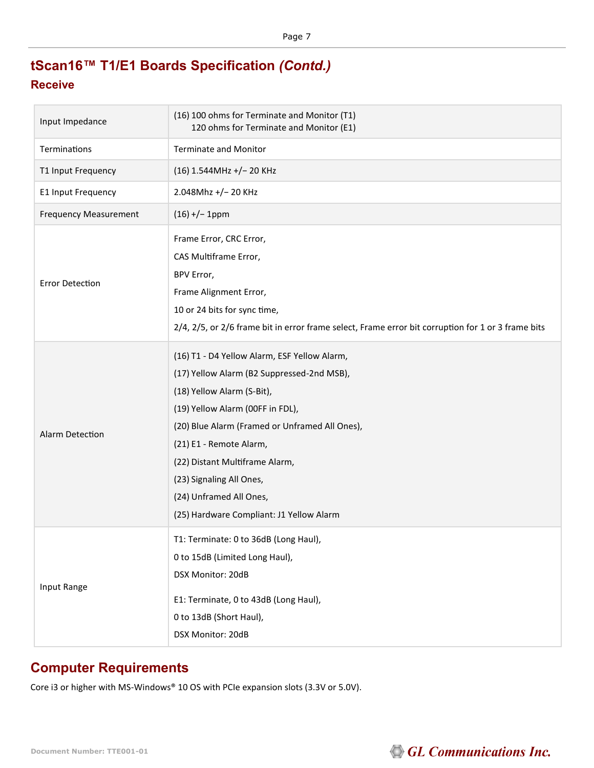## tScan16™ T1/E1 Boards Specification *(Contd.)*

### Receive

| | |
|---|---|
| Input Impedance | (16) 100 ohms for Terminate and Monitor (T1)<br>120 ohms for Terminate and Monitor (E1) |
| Terminations | Terminate and Monitor |
| T1 Input Frequency | (16) 1.544MHz +/− 20 KHz |
| E1 Input Frequency | 2.048Mhz +/− 20 KHz |
| Frequency Measurement | (16) +/− 1ppm |
| Error Detection | Frame Error, CRC Error,<br>CAS Multiframe Error,<br>BPV Error,<br>Frame Alignment Error,<br>10 or 24 bits for sync time,<br>2/4, 2/5, or 2/6 frame bit in error frame select, Frame error bit corruption for 1 or 3 frame bits |
| Alarm Detection | (16) T1 - D4 Yellow Alarm, ESF Yellow Alarm,<br>(17) Yellow Alarm (B2 Suppressed-2nd MSB),<br>(18) Yellow Alarm (S-Bit),<br>(19) Yellow Alarm (00FF in FDL),<br>(20) Blue Alarm (Framed or Unframed All Ones),<br>(21) E1 - Remote Alarm,<br>(22) Distant Multiframe Alarm,<br>(23) Signaling All Ones,<br>(24) Unframed All Ones,<br>(25) Hardware Compliant: J1 Yellow Alarm |
| Input Range | T1: Terminate: 0 to 36dB (Long Haul),<br>0 to 15dB (Limited Long Haul),<br>DSX Monitor: 20dB<br><br>E1: Terminate, 0 to 43dB (Long Haul),<br>0 to 13dB (Short Haul),<br>DSX Monitor: 20dB |

## Computer Requirements

Core i3 or higher with MS-Windows® 10 OS with PCIe expansion slots (3.3V or 5.0V).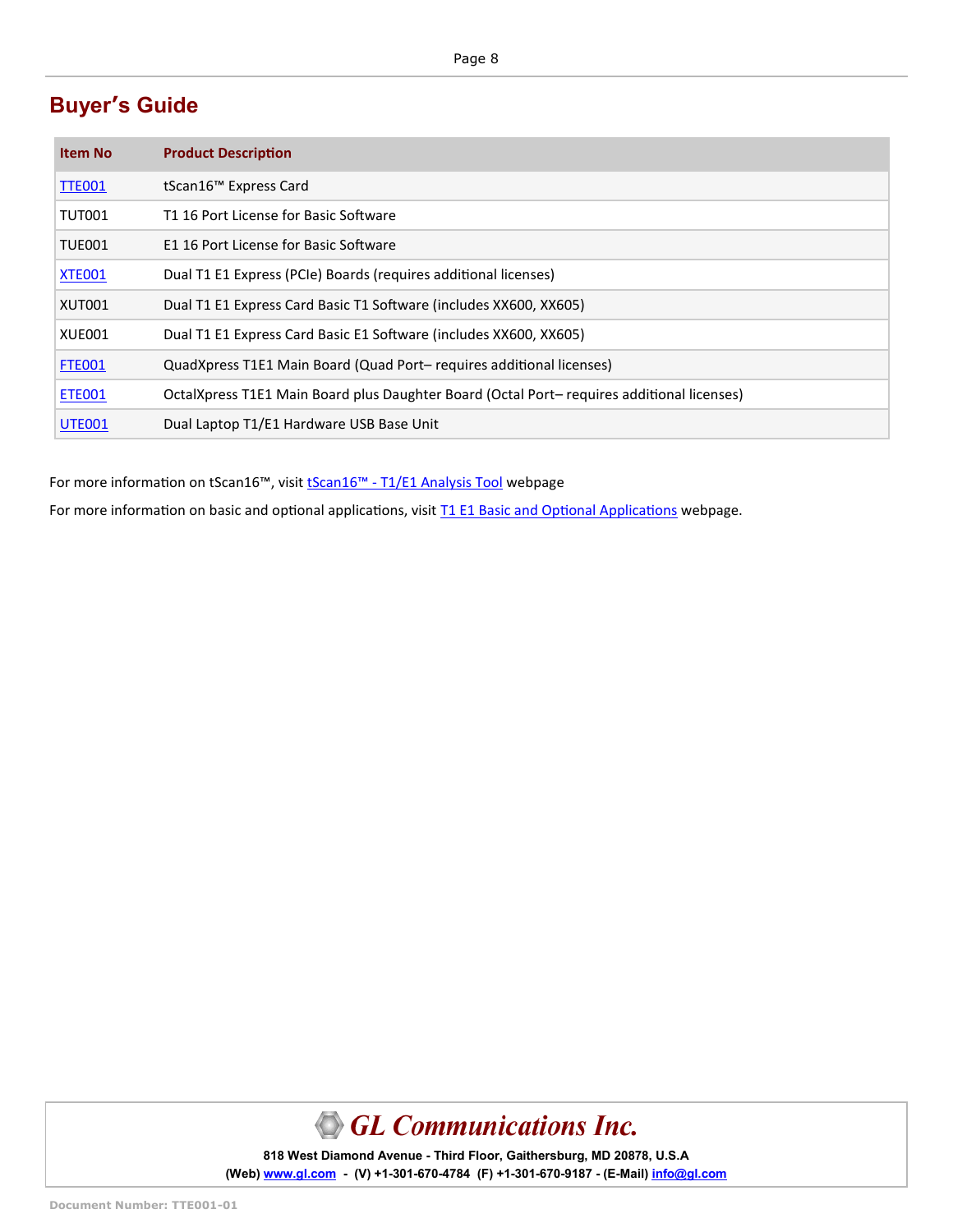## Buyer's Guide

| Item No | Product Description |
|---|---|
| TTE001 | tScan16™ Express Card |
| TUT001 | T1 16 Port License for Basic Software |
| TUE001 | E1 16 Port License for Basic Software |
| XTE001 | Dual T1 E1 Express (PCIe) Boards (requires additional licenses) |
| XUT001 | Dual T1 E1 Express Card Basic T1 Software (includes XX600, XX605) |
| XUE001 | Dual T1 E1 Express Card Basic E1 Software (includes XX600, XX605) |
| FTE001 | QuadXpress T1E1 Main Board (Quad Port– requires additional licenses) |
| ETE001 | OctalXpress T1E1 Main Board plus Daughter Board (Octal Port– requires additional licenses) |
| UTE001 | Dual Laptop T1/E1 Hardware USB Base Unit |

For more information on tScan16™, visit tScan16™ - T1/E1 Analysis Tool webpage

For more information on basic and optional applications, visit T1 E1 Basic and Optional Applications webpage.

**GL Communications Inc.**

818 West Diamond Avenue - Third Floor, Gaithersburg, MD 20878, U.S.A

(Web) www.gl.com - (V) +1-301-670-4784 (F) +1-301-670-9187 - (E-Mail) info@gl.com

Document Number: TTE001-01